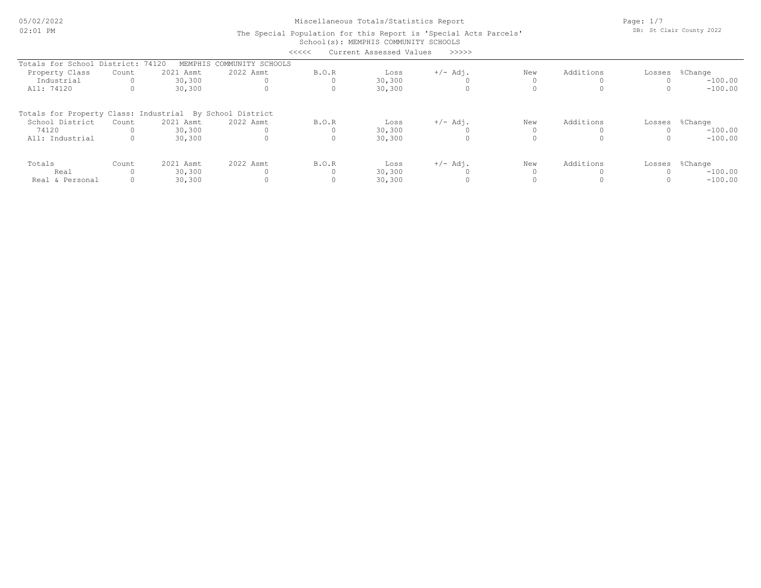Miscellaneous Totals/Statistics Report

The Special Population for this Report is 'Special Acts Parcels'

School(s): MEMPHIS COMMUNITY SCHOOLS

<<<<< Current Assessed Values >>>>>

Totals for School District: 74120 MEMPHIS COMMUNITY SCHOOLS

| Property Class | Count | 2021 Asmt | 2022 Asmt | B.O.R | Loss | +/- Adj. | New | Additions | Losses | %Change |
|---|---|---|---|---|---|---|---|---|---|---|
| Industrial | 0 | 30,300 | 0 | 0 | 30,300 | 0 | 0 | 0 | 0 | -100.00 |
| All: 74120 | 0 | 30,300 | 0 | 0 | 30,300 | 0 | 0 | 0 | 0 | -100.00 |

Totals for Property Class: Industrial By School District

| School District | Count | 2021 Asmt | 2022 Asmt | B.O.R | Loss | +/- Adj. | New | Additions | Losses | %Change |
|---|---|---|---|---|---|---|---|---|---|---|
| 74120 | 0 | 30,300 | 0 | 0 | 30,300 | 0 | 0 | 0 | 0 | -100.00 |
| All: Industrial | 0 | 30,300 | 0 | 0 | 30,300 | 0 | 0 | 0 | 0 | -100.00 |

| Totals | Count | 2021 Asmt | 2022 Asmt | B.O.R | Loss | +/- Adj. | New | Additions | Losses | %Change |
|---|---|---|---|---|---|---|---|---|---|---|
| Real | 0 | 30,300 | 0 | 0 | 30,300 | 0 | 0 | 0 | 0 | -100.00 |
| Real & Personal | 0 | 30,300 | 0 | 0 | 30,300 | 0 | 0 | 0 | 0 | -100.00 |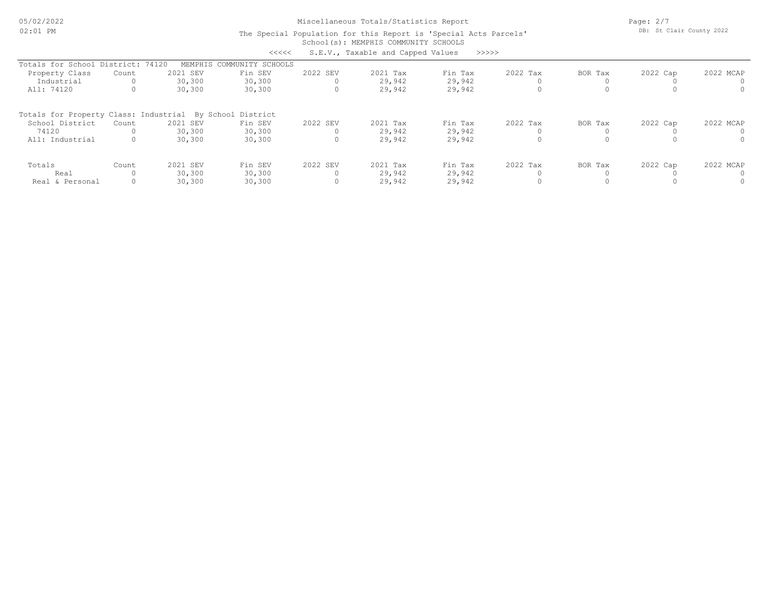Miscellaneous Totals/Statistics Report

The Special Population for this Report is 'Special Acts Parcels'

School(s): MEMPHIS COMMUNITY SCHOOLS

<<<<< S.E.V., Taxable and Capped Values >>>>>

Totals for School District: 74120 MEMPHIS COMMUNITY SCHOOLS

| Property Class | Count | 2021 SEV | Fin SEV | 2022 SEV | 2021 Tax | Fin Tax | 2022 Tax | BOR Tax | 2022 Cap | 2022 MCAP |
|---|---|---|---|---|---|---|---|---|---|---|
| Industrial | 0 | 30,300 | 30,300 | 0 | 29,942 | 29,942 | 0 | 0 | 0 | 0 |
| All: 74120 | 0 | 30,300 | 30,300 | 0 | 29,942 | 29,942 | 0 | 0 | 0 | 0 |

Totals for Property Class: Industrial By School District

| School District | Count | 2021 SEV | Fin SEV | 2022 SEV | 2021 Tax | Fin Tax | 2022 Tax | BOR Tax | 2022 Cap | 2022 MCAP |
|---|---|---|---|---|---|---|---|---|---|---|
| 74120 | 0 | 30,300 | 30,300 | 0 | 29,942 | 29,942 | 0 | 0 | 0 | 0 |
| All: Industrial | 0 | 30,300 | 30,300 | 0 | 29,942 | 29,942 | 0 | 0 | 0 | 0 |

| Totals | Count | 2021 SEV | Fin SEV | 2022 SEV | 2021 Tax | Fin Tax | 2022 Tax | BOR Tax | 2022 Cap | 2022 MCAP |
|---|---|---|---|---|---|---|---|---|---|---|
| Real | 0 | 30,300 | 30,300 | 0 | 29,942 | 29,942 | 0 | 0 | 0 | 0 |
| Real & Personal | 0 | 30,300 | 30,300 | 0 | 29,942 | 29,942 | 0 | 0 | 0 | 0 |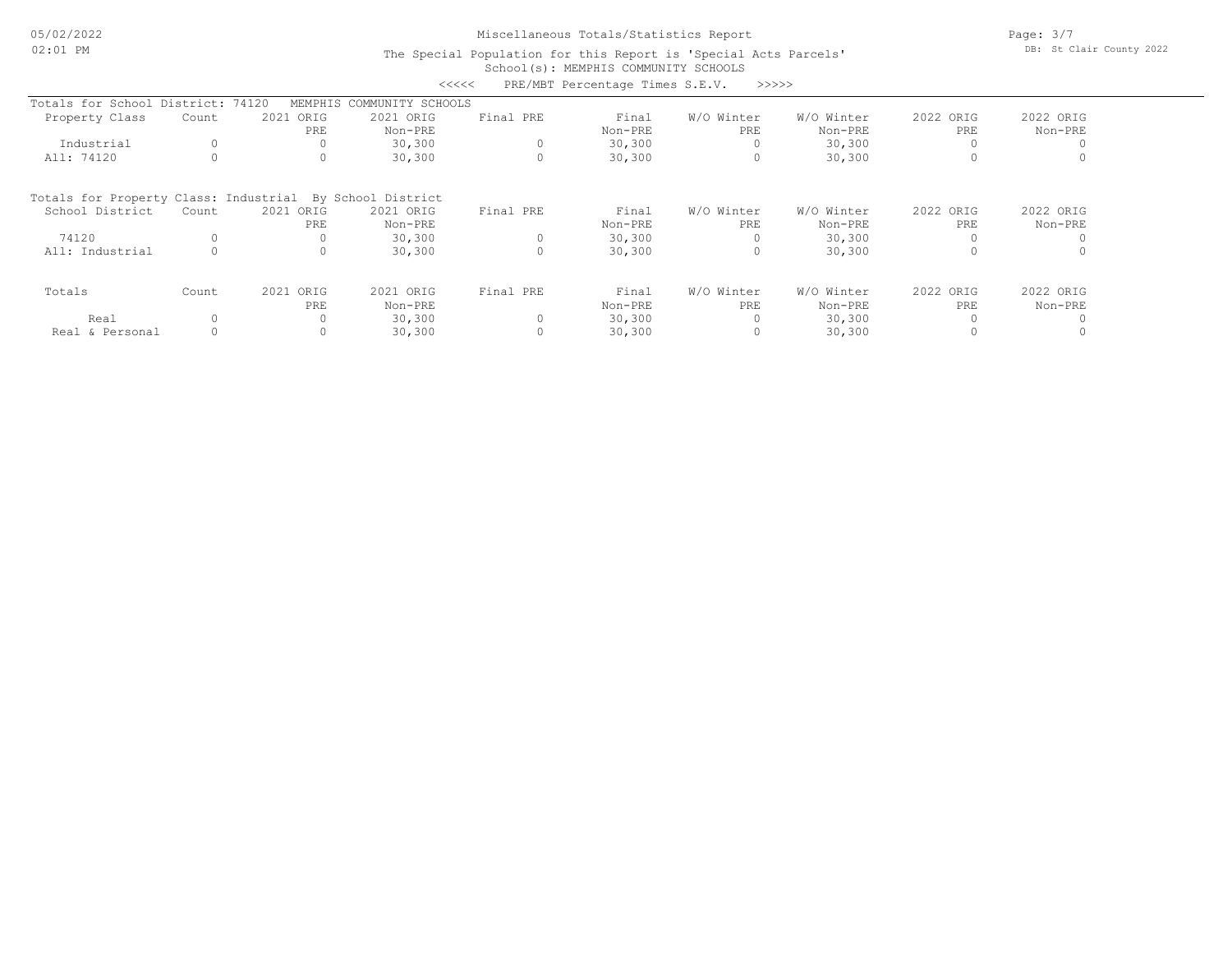Miscellaneous Totals/Statistics Report

The Special Population for this Report is 'Special Acts Parcels'

School(s): MEMPHIS COMMUNITY SCHOOLS

<<<<< PRE/MBT Percentage Times S.E.V. >>>>>

Totals for School District: 74120 MEMPHIS COMMUNITY SCHOOLS

| Property Class | Count | 2021 ORIG PRE | 2021 ORIG Non-PRE | Final PRE | Final Non-PRE | W/O Winter PRE | W/O Winter Non-PRE | 2022 ORIG PRE | 2022 ORIG Non-PRE |
|---|---|---|---|---|---|---|---|---|---|
| Industrial | 0 | 0 | 30,300 | 0 | 30,300 | 0 | 30,300 | 0 | 0 |
| All: 74120 | 0 | 0 | 30,300 | 0 | 30,300 | 0 | 30,300 | 0 | 0 |

Totals for Property Class: Industrial By School District

| School District | Count | 2021 ORIG PRE | 2021 ORIG Non-PRE | Final PRE | Final Non-PRE | W/O Winter PRE | W/O Winter Non-PRE | 2022 ORIG PRE | 2022 ORIG Non-PRE |
|---|---|---|---|---|---|---|---|---|---|
| 74120 | 0 | 0 | 30,300 | 0 | 30,300 | 0 | 30,300 | 0 | 0 |
| All: Industrial | 0 | 0 | 30,300 | 0 | 30,300 | 0 | 30,300 | 0 | 0 |

| Totals | Count | 2021 ORIG PRE | 2021 ORIG Non-PRE | Final PRE | Final Non-PRE | W/O Winter PRE | W/O Winter Non-PRE | 2022 ORIG PRE | 2022 ORIG Non-PRE |
|---|---|---|---|---|---|---|---|---|---|
| Real | 0 | 0 | 30,300 | 0 | 30,300 | 0 | 30,300 | 0 | 0 |
| Real & Personal | 0 | 0 | 30,300 | 0 | 30,300 | 0 | 30,300 | 0 | 0 |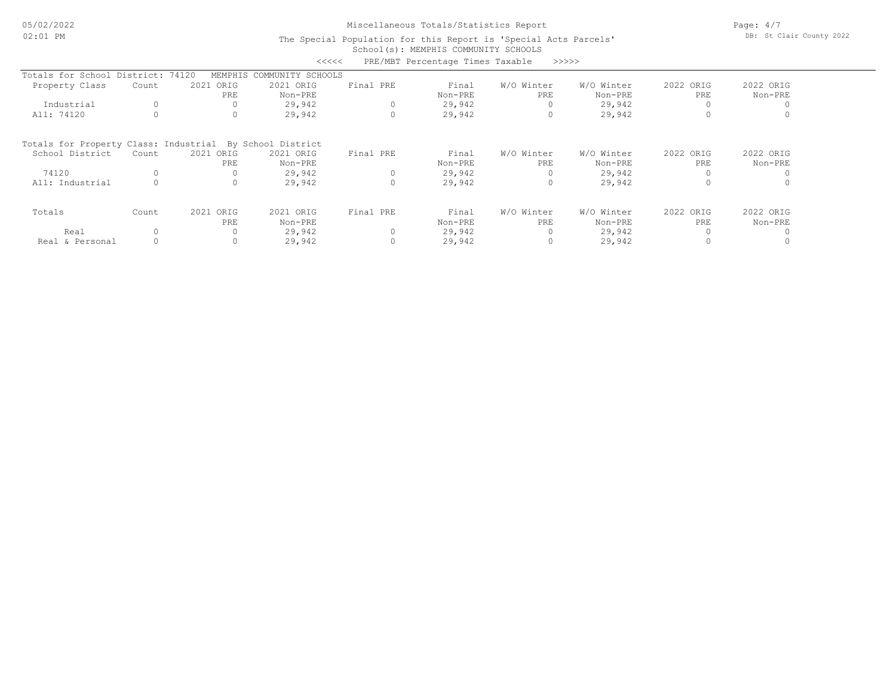Miscellaneous Totals/Statistics Report

The Special Population for this Report is 'Special Acts Parcels'

School(s): MEMPHIS COMMUNITY SCHOOLS

<<<<< PRE/MBT Percentage Times Taxable >>>>>

Totals for School District: 74120 MEMPHIS COMMUNITY SCHOOLS

| Property Class | Count | 2021 ORIG PRE | 2021 ORIG Non-PRE | Final PRE | Final Non-PRE | W/O Winter PRE | W/O Winter Non-PRE | 2022 ORIG PRE | 2022 ORIG Non-PRE |
|---|---|---|---|---|---|---|---|---|---|
| Industrial | 0 | 0 | 29,942 | 0 | 29,942 | 0 | 29,942 | 0 | 0 |
| All: 74120 | 0 | 0 | 29,942 | 0 | 29,942 | 0 | 29,942 | 0 | 0 |

Totals for Property Class: Industrial By School District

| School District | Count | 2021 ORIG PRE | 2021 ORIG Non-PRE | Final PRE | Final Non-PRE | W/O Winter PRE | W/O Winter Non-PRE | 2022 ORIG PRE | 2022 ORIG Non-PRE |
|---|---|---|---|---|---|---|---|---|---|
| 74120 | 0 | 0 | 29,942 | 0 | 29,942 | 0 | 29,942 | 0 | 0 |
| All: Industrial | 0 | 0 | 29,942 | 0 | 29,942 | 0 | 29,942 | 0 | 0 |

| Totals | Count | 2021 ORIG PRE | 2021 ORIG Non-PRE | Final PRE | Final Non-PRE | W/O Winter PRE | W/O Winter Non-PRE | 2022 ORIG PRE | 2022 ORIG Non-PRE |
|---|---|---|---|---|---|---|---|---|---|
| Real | 0 | 0 | 29,942 | 0 | 29,942 | 0 | 29,942 | 0 | 0 |
| Real & Personal | 0 | 0 | 29,942 | 0 | 29,942 | 0 | 29,942 | 0 | 0 |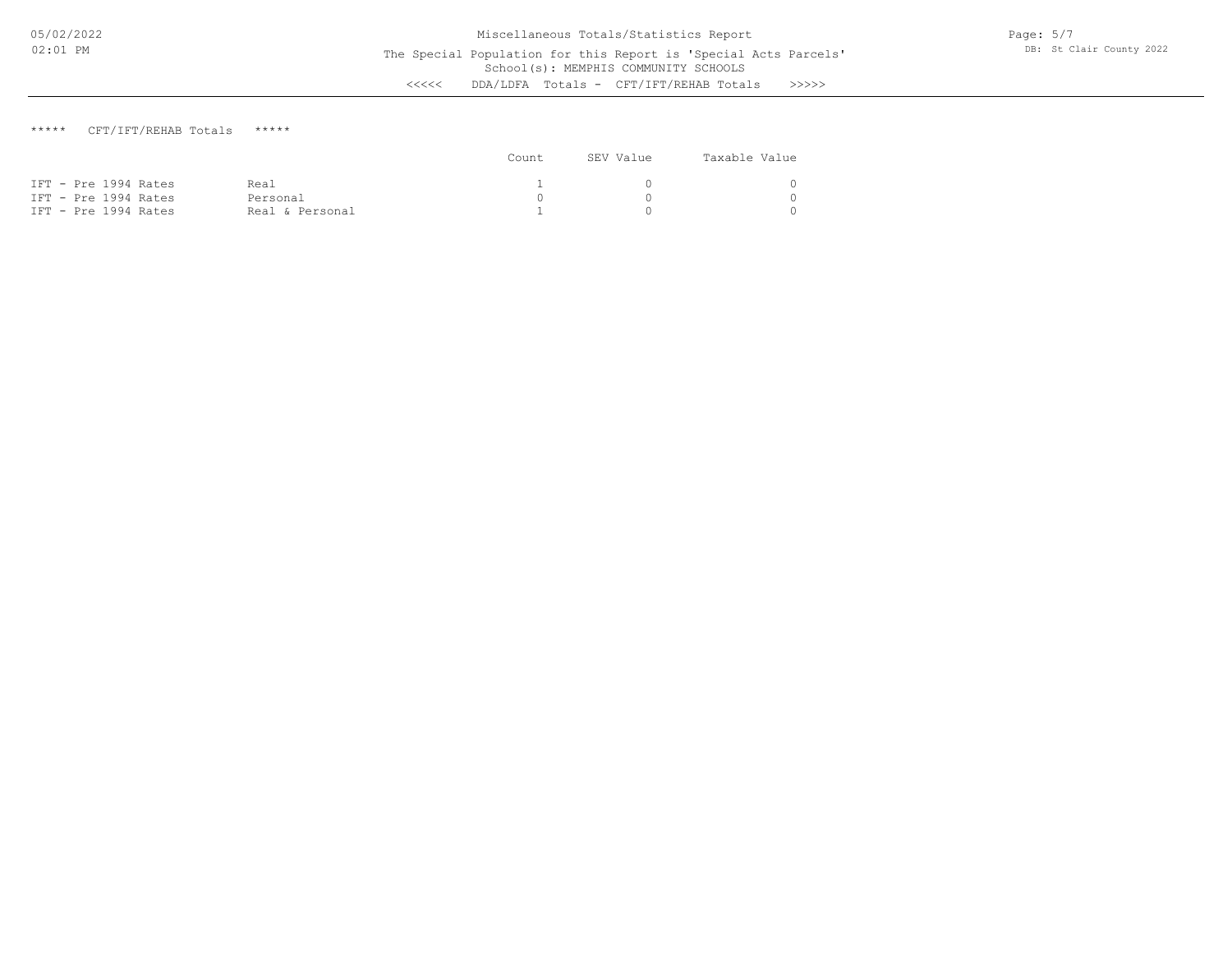Miscellaneous Totals/Statistics Report

The Special Population for this Report is 'Special Acts Parcels'
School(s): MEMPHIS COMMUNITY SCHOOLS

<<<<< DDA/LDFA Totals - CFT/IFT/REHAB Totals >>>>>

***** CFT/IFT/REHAB Totals *****

| | | Count | SEV Value | Taxable Value |
|---|---|---|---|---|
| IFT - Pre 1994 Rates | Real | 1 | 0 | 0 |
| IFT - Pre 1994 Rates | Personal | 0 | 0 | 0 |
| IFT - Pre 1994 Rates | Real & Personal | 1 | 0 | 0 |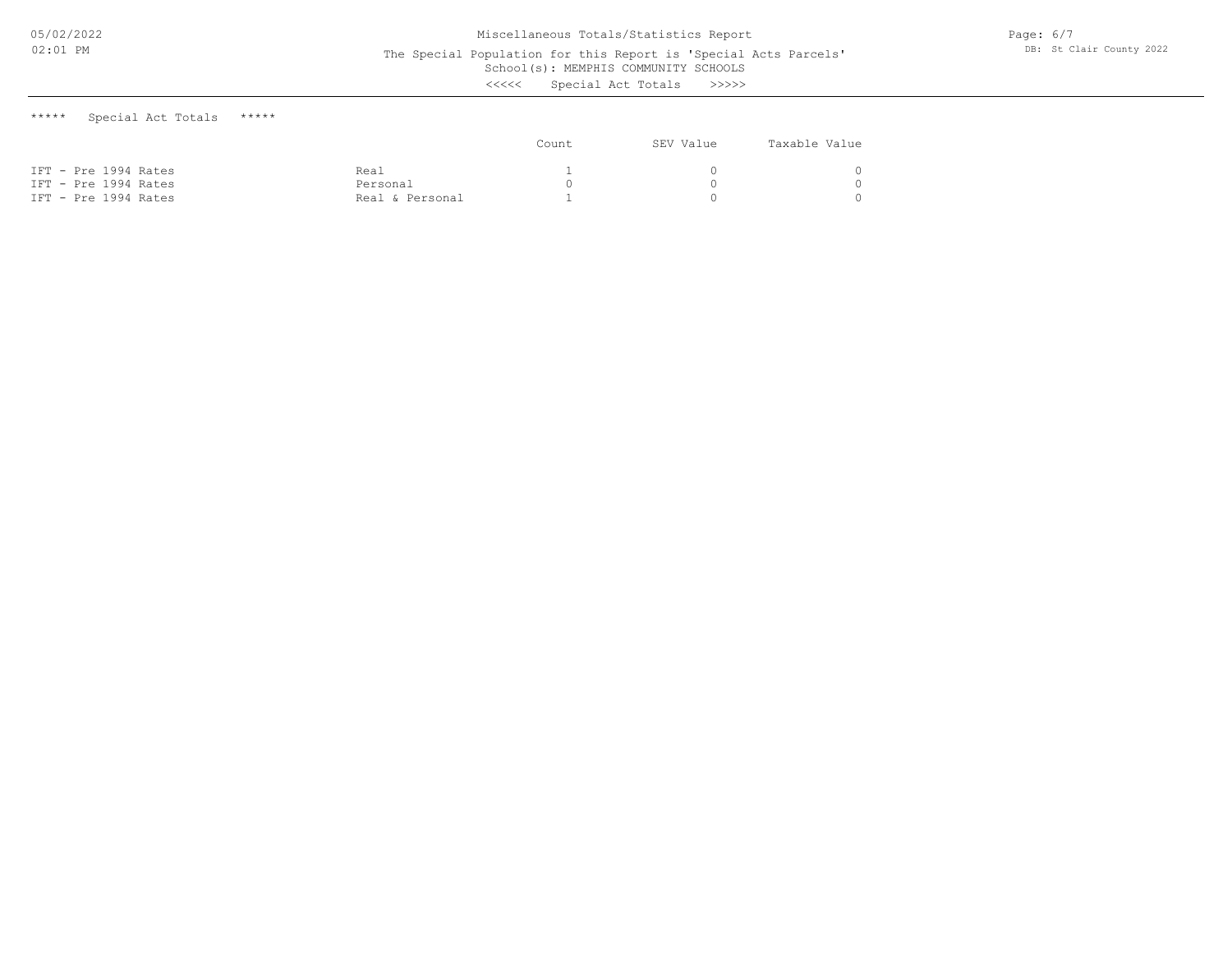# Miscellaneous Totals/Statistics Report

The Special Population for this Report is 'Special Acts Parcels'
School(s): MEMPHIS COMMUNITY SCHOOLS
<<<<< Special Act Totals >>>>>

***** Special Act Totals *****

| | | Count | SEV Value | Taxable Value |
|---|---|---|---|---|
| IFT - Pre 1994 Rates | Real | 1 | 0 | 0 |
| IFT - Pre 1994 Rates | Personal | 0 | 0 | 0 |
| IFT - Pre 1994 Rates | Real & Personal | 1 | 0 | 0 |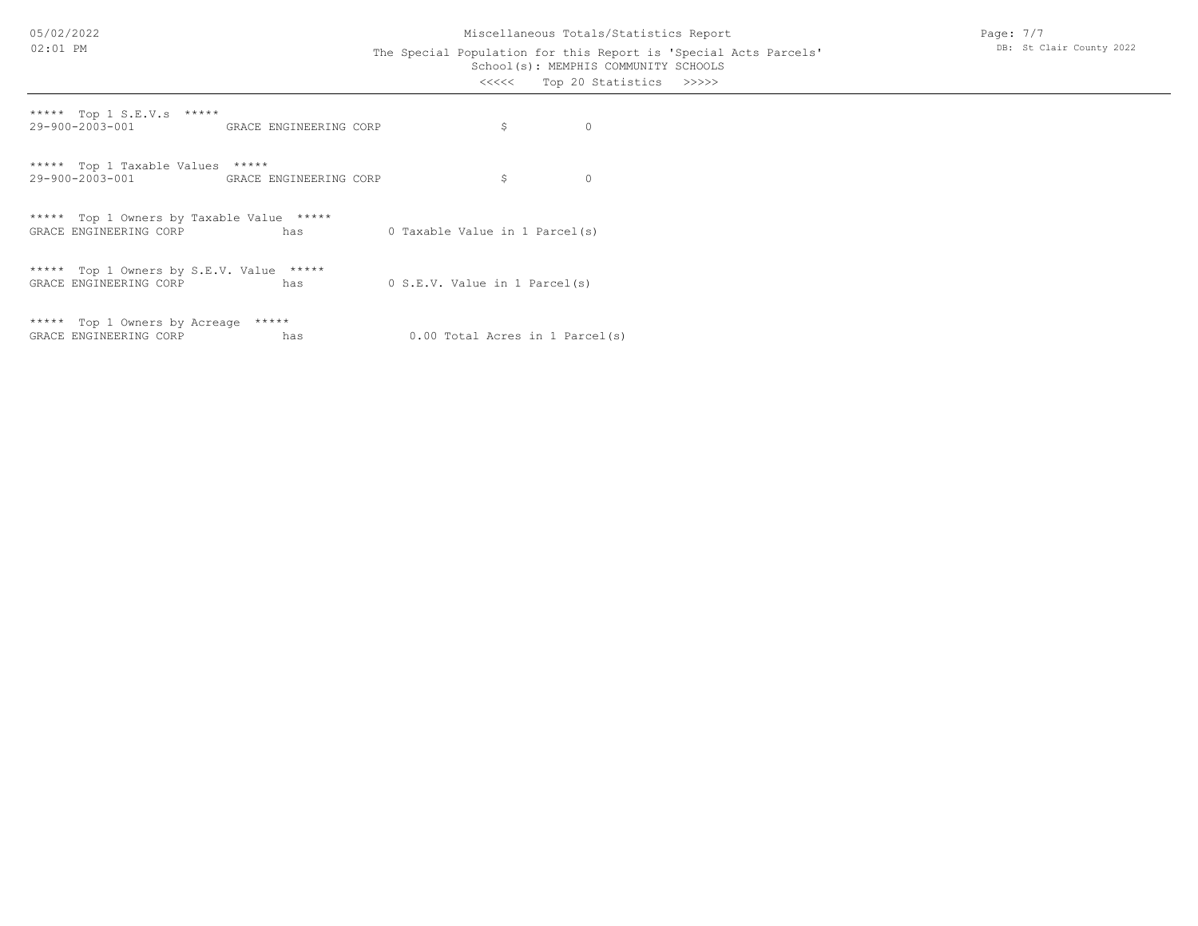Miscellaneous Totals/Statistics Report

The Special Population for this Report is 'Special Acts Parcels'

School(s): MEMPHIS COMMUNITY SCHOOLS

<<<<< Top 20 Statistics >>>>>

***** Top 1 S.E.V.s *****

| | | |
|---|---|---|
| 29-900-2003-001 | GRACE ENGINEERING CORP | $ 0 |

***** Top 1 Taxable Values *****

| | | |
|---|---|---|
| 29-900-2003-001 | GRACE ENGINEERING CORP | $ 0 |

***** Top 1 Owners by Taxable Value *****

GRACE ENGINEERING CORP has 0 Taxable Value in 1 Parcel(s)

***** Top 1 Owners by S.E.V. Value *****

GRACE ENGINEERING CORP has 0 S.E.V. Value in 1 Parcel(s)

***** Top 1 Owners by Acreage *****

GRACE ENGINEERING CORP has 0.00 Total Acres in 1 Parcel(s)